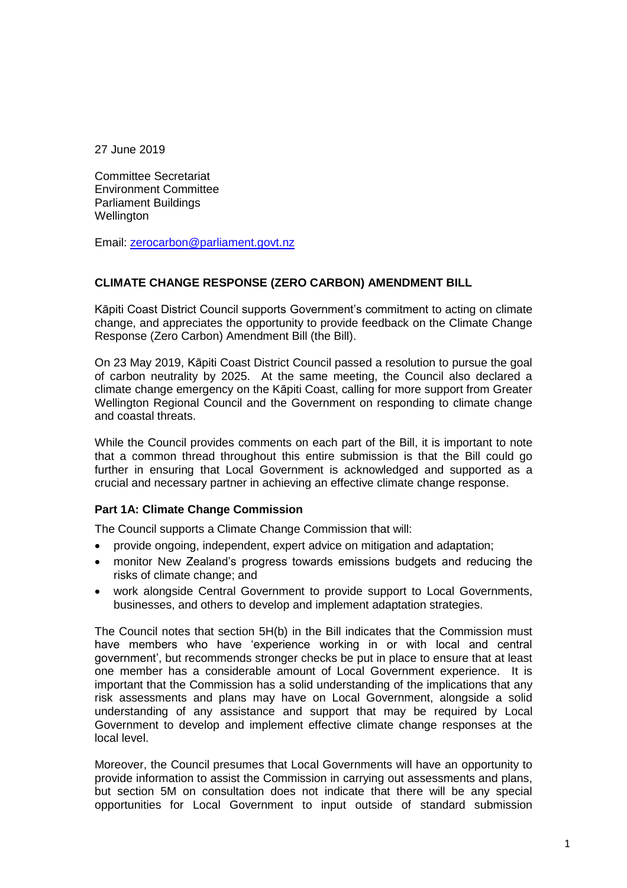27 June 2019

Committee Secretariat
Environment Committee
Parliament Buildings
Wellington

Email: zerocarbon@parliament.govt.nz

**CLIMATE CHANGE RESPONSE (ZERO CARBON) AMENDMENT BILL**

Kāpiti Coast District Council supports Government's commitment to acting on climate change, and appreciates the opportunity to provide feedback on the Climate Change Response (Zero Carbon) Amendment Bill (the Bill).

On 23 May 2019, Kāpiti Coast District Council passed a resolution to pursue the goal of carbon neutrality by 2025. At the same meeting, the Council also declared a climate change emergency on the Kāpiti Coast, calling for more support from Greater Wellington Regional Council and the Government on responding to climate change and coastal threats.

While the Council provides comments on each part of the Bill, it is important to note that a common thread throughout this entire submission is that the Bill could go further in ensuring that Local Government is acknowledged and supported as a crucial and necessary partner in achieving an effective climate change response.

**Part 1A: Climate Change Commission**

The Council supports a Climate Change Commission that will:

- provide ongoing, independent, expert advice on mitigation and adaptation;
- monitor New Zealand's progress towards emissions budgets and reducing the risks of climate change; and
- work alongside Central Government to provide support to Local Governments, businesses, and others to develop and implement adaptation strategies.

The Council notes that section 5H(b) in the Bill indicates that the Commission must have members who have 'experience working in or with local and central government', but recommends stronger checks be put in place to ensure that at least one member has a considerable amount of Local Government experience. It is important that the Commission has a solid understanding of the implications that any risk assessments and plans may have on Local Government, alongside a solid understanding of any assistance and support that may be required by Local Government to develop and implement effective climate change responses at the local level.

Moreover, the Council presumes that Local Governments will have an opportunity to provide information to assist the Commission in carrying out assessments and plans, but section 5M on consultation does not indicate that there will be any special opportunities for Local Government to input outside of standard submission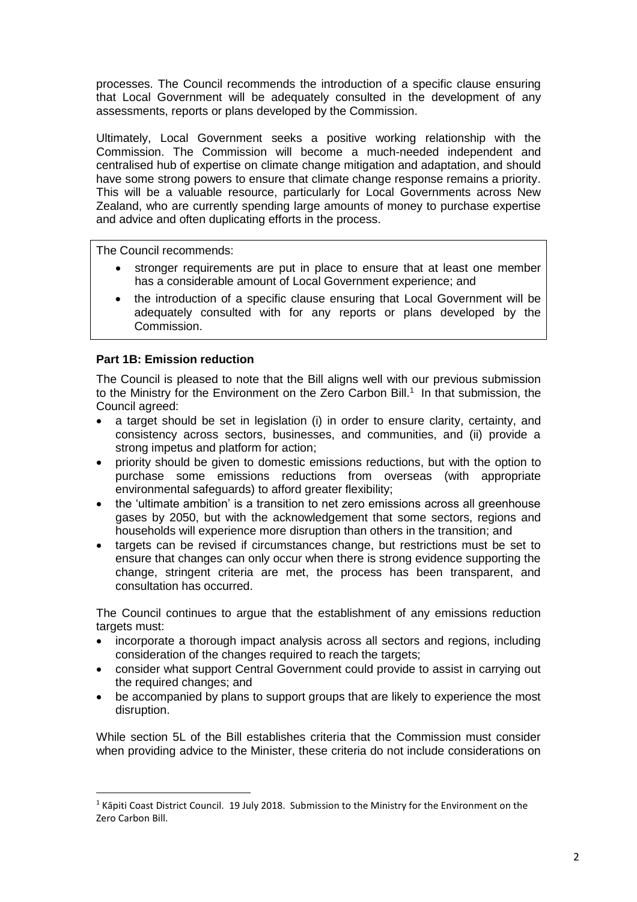processes. The Council recommends the introduction of a specific clause ensuring that Local Government will be adequately consulted in the development of any assessments, reports or plans developed by the Commission.

Ultimately, Local Government seeks a positive working relationship with the Commission. The Commission will become a much-needed independent and centralised hub of expertise on climate change mitigation and adaptation, and should have some strong powers to ensure that climate change response remains a priority. This will be a valuable resource, particularly for Local Governments across New Zealand, who are currently spending large amounts of money to purchase expertise and advice and often duplicating efforts in the process.

> The Council recommends:
>
> - stronger requirements are put in place to ensure that at least one member has a considerable amount of Local Government experience; and
> - the introduction of a specific clause ensuring that Local Government will be adequately consulted with for any reports or plans developed by the Commission.

**Part 1B: Emission reduction**

The Council is pleased to note that the Bill aligns well with our previous submission to the Ministry for the Environment on the Zero Carbon Bill.[1] In that submission, the Council agreed:

- a target should be set in legislation (i) in order to ensure clarity, certainty, and consistency across sectors, businesses, and communities, and (ii) provide a strong impetus and platform for action;
- priority should be given to domestic emissions reductions, but with the option to purchase some emissions reductions from overseas (with appropriate environmental safeguards) to afford greater flexibility;
- the 'ultimate ambition' is a transition to net zero emissions across all greenhouse gases by 2050, but with the acknowledgement that some sectors, regions and households will experience more disruption than others in the transition; and
- targets can be revised if circumstances change, but restrictions must be set to ensure that changes can only occur when there is strong evidence supporting the change, stringent criteria are met, the process has been transparent, and consultation has occurred.

The Council continues to argue that the establishment of any emissions reduction targets must:

- incorporate a thorough impact analysis across all sectors and regions, including consideration of the changes required to reach the targets;
- consider what support Central Government could provide to assist in carrying out the required changes; and
- be accompanied by plans to support groups that are likely to experience the most disruption.

While section 5L of the Bill establishes criteria that the Commission must consider when providing advice to the Minister, these criteria do not include considerations on

[1] Kāpiti Coast District Council. 19 July 2018. Submission to the Ministry for the Environment on the Zero Carbon Bill.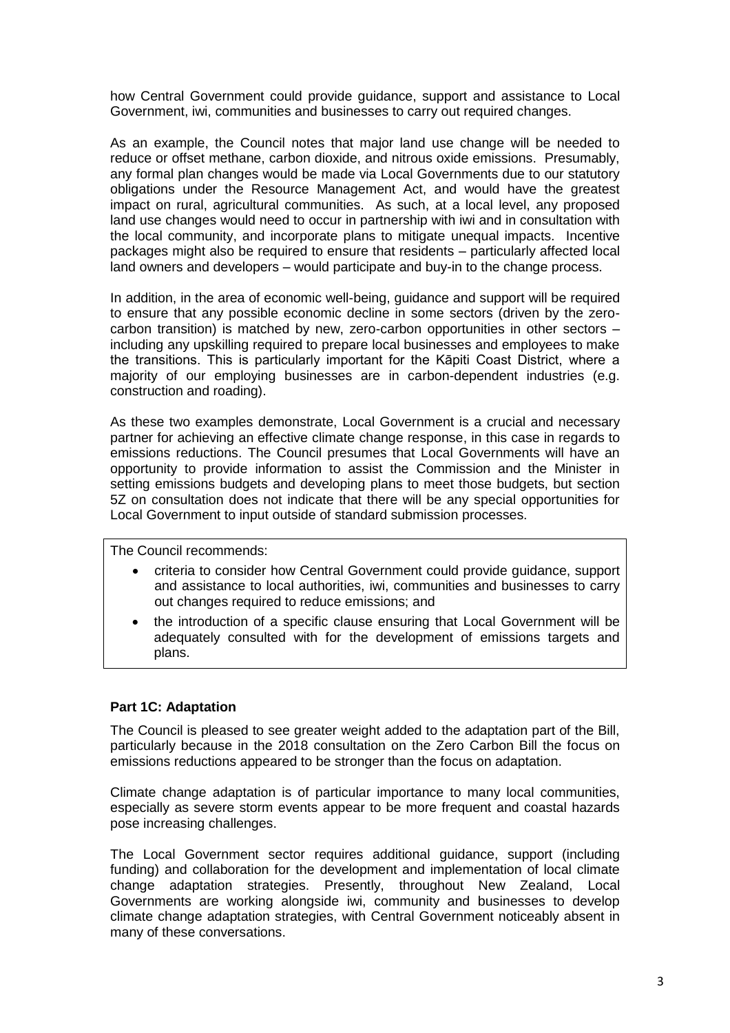how Central Government could provide guidance, support and assistance to Local Government, iwi, communities and businesses to carry out required changes.

As an example, the Council notes that major land use change will be needed to reduce or offset methane, carbon dioxide, and nitrous oxide emissions. Presumably, any formal plan changes would be made via Local Governments due to our statutory obligations under the Resource Management Act, and would have the greatest impact on rural, agricultural communities. As such, at a local level, any proposed land use changes would need to occur in partnership with iwi and in consultation with the local community, and incorporate plans to mitigate unequal impacts. Incentive packages might also be required to ensure that residents – particularly affected local land owners and developers – would participate and buy-in to the change process.

In addition, in the area of economic well-being, guidance and support will be required to ensure that any possible economic decline in some sectors (driven by the zero-carbon transition) is matched by new, zero-carbon opportunities in other sectors – including any upskilling required to prepare local businesses and employees to make the transitions. This is particularly important for the Kāpiti Coast District, where a majority of our employing businesses are in carbon-dependent industries (e.g. construction and roading).

As these two examples demonstrate, Local Government is a crucial and necessary partner for achieving an effective climate change response, in this case in regards to emissions reductions. The Council presumes that Local Governments will have an opportunity to provide information to assist the Commission and the Minister in setting emissions budgets and developing plans to meet those budgets, but section 5Z on consultation does not indicate that there will be any special opportunities for Local Government to input outside of standard submission processes.

> The Council recommends:
>
> - criteria to consider how Central Government could provide guidance, support and assistance to local authorities, iwi, communities and businesses to carry out changes required to reduce emissions; and
> - the introduction of a specific clause ensuring that Local Government will be adequately consulted with for the development of emissions targets and plans.

**Part 1C: Adaptation**

The Council is pleased to see greater weight added to the adaptation part of the Bill, particularly because in the 2018 consultation on the Zero Carbon Bill the focus on emissions reductions appeared to be stronger than the focus on adaptation.

Climate change adaptation is of particular importance to many local communities, especially as severe storm events appear to be more frequent and coastal hazards pose increasing challenges.

The Local Government sector requires additional guidance, support (including funding) and collaboration for the development and implementation of local climate change adaptation strategies. Presently, throughout New Zealand, Local Governments are working alongside iwi, community and businesses to develop climate change adaptation strategies, with Central Government noticeably absent in many of these conversations.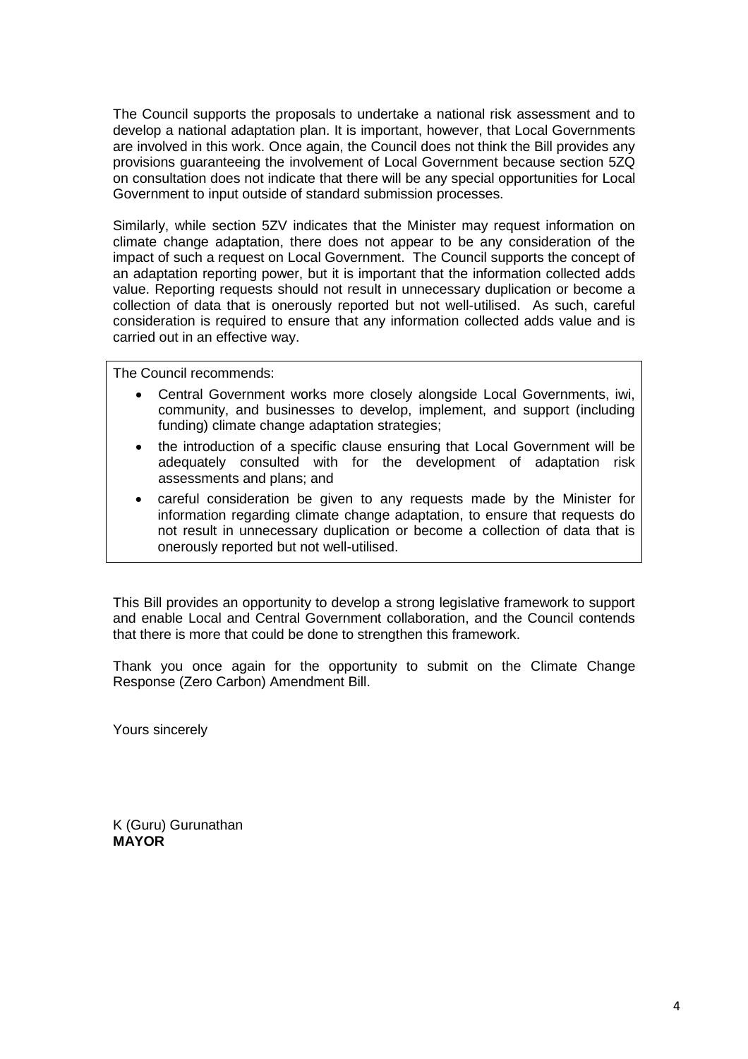The Council supports the proposals to undertake a national risk assessment and to develop a national adaptation plan. It is important, however, that Local Governments are involved in this work. Once again, the Council does not think the Bill provides any provisions guaranteeing the involvement of Local Government because section 5ZQ on consultation does not indicate that there will be any special opportunities for Local Government to input outside of standard submission processes.

Similarly, while section 5ZV indicates that the Minister may request information on climate change adaptation, there does not appear to be any consideration of the impact of such a request on Local Government. The Council supports the concept of an adaptation reporting power, but it is important that the information collected adds value. Reporting requests should not result in unnecessary duplication or become a collection of data that is onerously reported but not well-utilised. As such, careful consideration is required to ensure that any information collected adds value and is carried out in an effective way.

The Council recommends:

- Central Government works more closely alongside Local Governments, iwi, community, and businesses to develop, implement, and support (including funding) climate change adaptation strategies;
- the introduction of a specific clause ensuring that Local Government will be adequately consulted with for the development of adaptation risk assessments and plans; and
- careful consideration be given to any requests made by the Minister for information regarding climate change adaptation, to ensure that requests do not result in unnecessary duplication or become a collection of data that is onerously reported but not well-utilised.

This Bill provides an opportunity to develop a strong legislative framework to support and enable Local and Central Government collaboration, and the Council contends that there is more that could be done to strengthen this framework.

Thank you once again for the opportunity to submit on the Climate Change Response (Zero Carbon) Amendment Bill.

Yours sincerely

K (Guru) Gurunathan
**MAYOR**